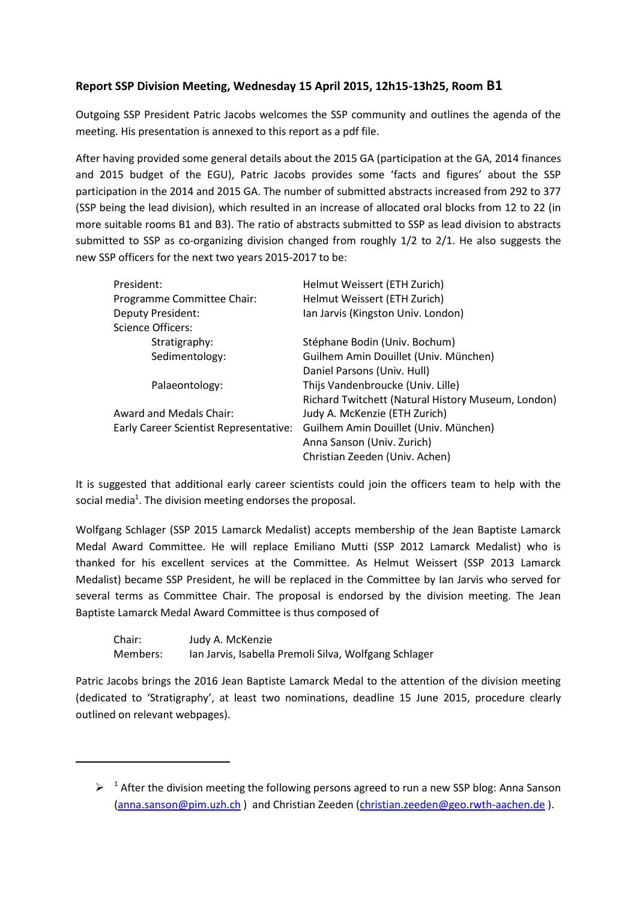**Report SSP Division Meeting, Wednesday 15 April 2015, 12h15-13h25, Room B1**

Outgoing SSP President Patric Jacobs welcomes the SSP community and outlines the agenda of the meeting. His presentation is annexed to this report as a pdf file.

After having provided some general details about the 2015 GA (participation at the GA, 2014 finances and 2015 budget of the EGU), Patric Jacobs provides some 'facts and figures' about the SSP participation in the 2014 and 2015 GA. The number of submitted abstracts increased from 292 to 377 (SSP being the lead division), which resulted in an increase of allocated oral blocks from 12 to 22 (in more suitable rooms B1 and B3). The ratio of abstracts submitted to SSP as lead division to abstracts submitted to SSP as co-organizing division changed from roughly 1/2 to 2/1. He also suggests the new SSP officers for the next two years 2015-2017 to be:

| | |
|---|---|
| President: | Helmut Weissert (ETH Zurich) |
| Programme Committee Chair: | Helmut Weissert (ETH Zurich) |
| Deputy President: | Ian Jarvis (Kingston Univ. London) |
| Science Officers: | |
| Stratigraphy: | Stéphane Bodin (Univ. Bochum) |
| Sedimentology: | Guilhem Amin Douillet (Univ. München) |
| | Daniel Parsons (Univ. Hull) |
| Palaeontology: | Thijs Vandenbroucke (Univ. Lille) |
| | Richard Twitchett (Natural History Museum, London) |
| Award and Medals Chair: | Judy A. McKenzie (ETH Zurich) |
| Early Career Scientist Representative: | Guilhem Amin Douillet (Univ. München) |
| | Anna Sanson (Univ. Zurich) |
| | Christian Zeeden (Univ. Achen) |

It is suggested that additional early career scientists could join the officers team to help with the social media[1]. The division meeting endorses the proposal.

Wolfgang Schlager (SSP 2015 Lamarck Medalist) accepts membership of the Jean Baptiste Lamarck Medal Award Committee. He will replace Emiliano Mutti (SSP 2012 Lamarck Medalist) who is thanked for his excellent services at the Committee. As Helmut Weissert (SSP 2013 Lamarck Medalist) became SSP President, he will be replaced in the Committee by Ian Jarvis who served for several terms as Committee Chair. The proposal is endorsed by the division meeting. The Jean Baptiste Lamarck Medal Award Committee is thus composed of

| | |
|---|---|
| Chair: | Judy A. McKenzie |
| Members: | Ian Jarvis, Isabella Premoli Silva, Wolfgang Schlager |

Patric Jacobs brings the 2016 Jean Baptiste Lamarck Medal to the attention of the division meeting (dedicated to 'Stratigraphy', at least two nominations, deadline 15 June 2015, procedure clearly outlined on relevant webpages).

---

- [1] After the division meeting the following persons agreed to run a new SSP blog: Anna Sanson (anna.sanson@pim.uzh.ch) and Christian Zeeden (christian.zeeden@geo.rwth-aachen.de).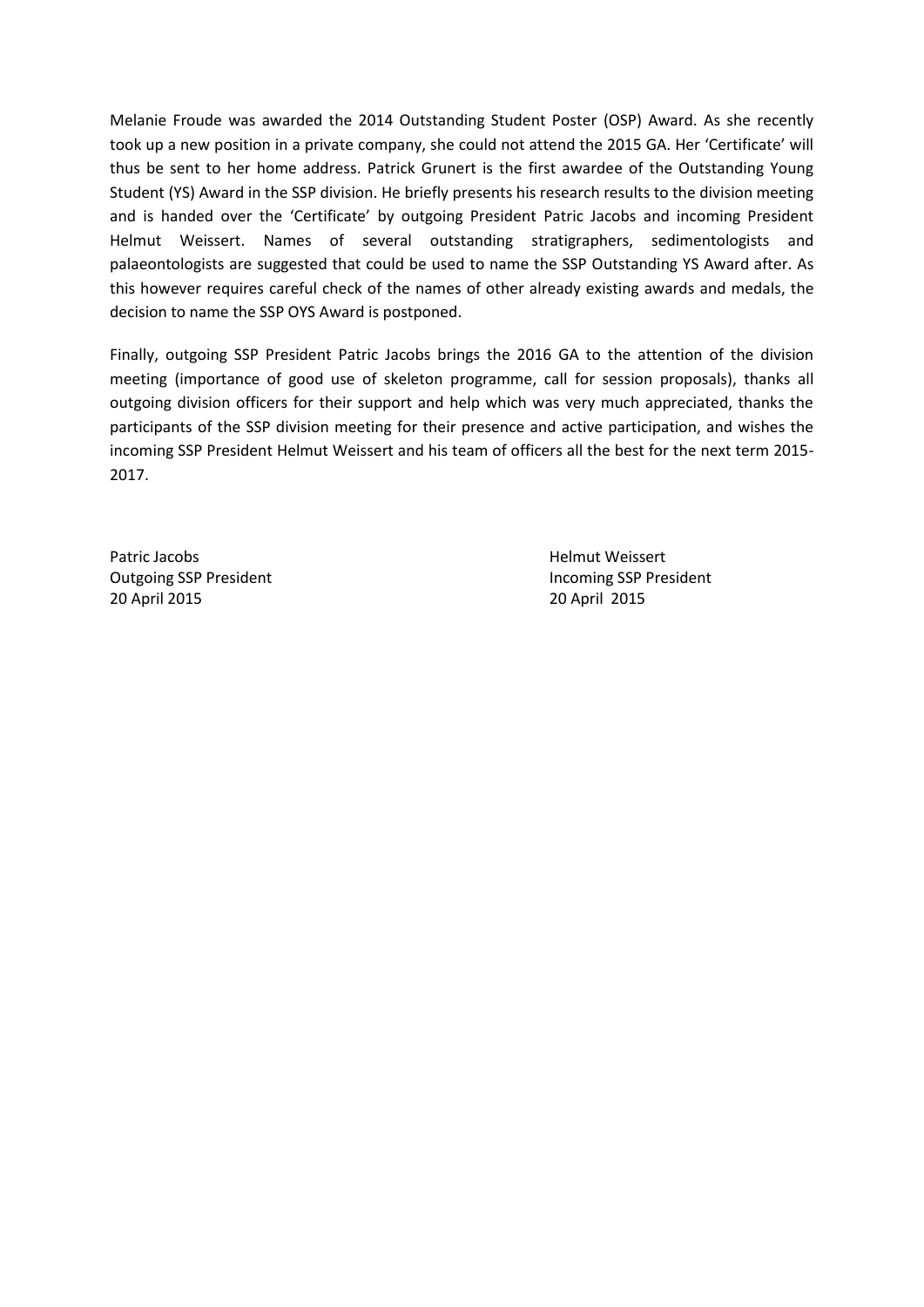Melanie Froude was awarded the 2014 Outstanding Student Poster (OSP) Award. As she recently took up a new position in a private company, she could not attend the 2015 GA. Her 'Certificate' will thus be sent to her home address. Patrick Grunert is the first awardee of the Outstanding Young Student (YS) Award in the SSP division. He briefly presents his research results to the division meeting and is handed over the 'Certificate' by outgoing President Patric Jacobs and incoming President Helmut Weissert. Names of several outstanding stratigraphers, sedimentologists and palaeontologists are suggested that could be used to name the SSP Outstanding YS Award after. As this however requires careful check of the names of other already existing awards and medals, the decision to name the SSP OYS Award is postponed.

Finally, outgoing SSP President Patric Jacobs brings the 2016 GA to the attention of the division meeting (importance of good use of skeleton programme, call for session proposals), thanks all outgoing division officers for their support and help which was very much appreciated, thanks the participants of the SSP division meeting for their presence and active participation, and wishes the incoming SSP President Helmut Weissert and his team of officers all the best for the next term 2015-2017.

Patric Jacobs
Outgoing SSP President
20 April 2015

Helmut Weissert
Incoming SSP President
20 April 2015